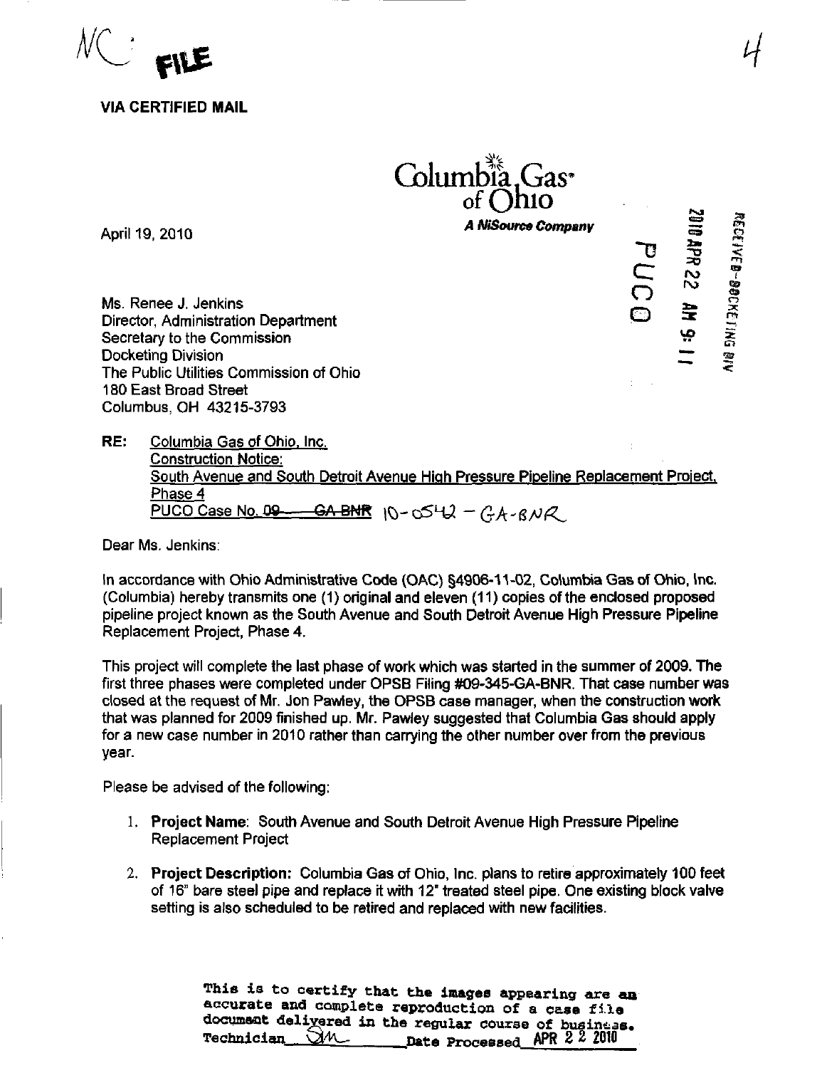NC: FILE

4

**VIA CERTIFIED MAIL**

Columbia Gas of Ohio
*A NiSource Company*

April 19, 2010

RECEIVED-DOCKETING DIV
2010 APR 22 AM 9:11
PUCO

Ms. Renee J. Jenkins
Director, Administration Department
Secretary to the Commission
Docketing Division
The Public Utilities Commission of Ohio
180 East Broad Street
Columbus, OH 43215-3793

RE: Columbia Gas of Ohio, Inc.
Construction Notice:
South Avenue and South Detroit Avenue High Pressure Pipeline Replacement Project, Phase 4
PUCO Case No. ~~09-____-GA-BNR~~ 10-0542-GA-BNR

Dear Ms. Jenkins:

In accordance with Ohio Administrative Code (OAC) §4906-11-02, Columbia Gas of Ohio, Inc. (Columbia) hereby transmits one (1) original and eleven (11) copies of the enclosed proposed pipeline project known as the South Avenue and South Detroit Avenue High Pressure Pipeline Replacement Project, Phase 4.

This project will complete the last phase of work which was started in the summer of 2009. The first three phases were completed under OPSB Filing #09-345-GA-BNR. That case number was closed at the request of Mr. Jon Pawley, the OPSB case manager, when the construction work that was planned for 2009 finished up. Mr. Pawley suggested that Columbia Gas should apply for a new case number in 2010 rather than carrying the other number over from the previous year.

Please be advised of the following:

1. **Project Name**: South Avenue and South Detroit Avenue High Pressure Pipeline Replacement Project
2. **Project Description:** Columbia Gas of Ohio, Inc. plans to retire approximately 100 feet of 16" bare steel pipe and replace it with 12" treated steel pipe. One existing block valve setting is also scheduled to be retired and replaced with new facilities.

This is to certify that the images appearing are an accurate and complete reproduction of a case file document delivered in the regular course of business. Technician SM Date Processed APR 22 2010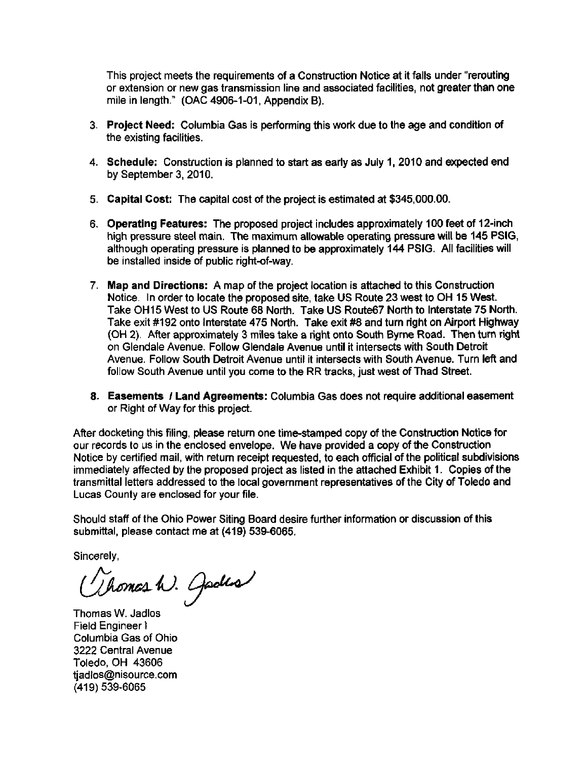This project meets the requirements of a Construction Notice at it falls under "rerouting or extension or new gas transmission line and associated facilities, not greater than one mile in length." (OAC 4906-1-01, Appendix B).

3. **Project Need:** Columbia Gas is performing this work due to the age and condition of the existing facilities.

4. **Schedule:** Construction is planned to start as early as July 1, 2010 and expected end by September 3, 2010.

5. **Capital Cost:** The capital cost of the project is estimated at $345,000.00.

6. **Operating Features:** The proposed project includes approximately 100 feet of 12-inch high pressure steel main. The maximum allowable operating pressure will be 145 PSIG, although operating pressure is planned to be approximately 144 PSIG. All facilities will be installed inside of public right-of-way.

7. **Map and Directions:** A map of the project location is attached to this Construction Notice. In order to locate the proposed site, take US Route 23 west to OH 15 West. Take OH15 West to US Route 68 North. Take US Route67 North to Interstate 75 North. Take exit #192 onto Interstate 475 North. Take exit #8 and turn right on Airport Highway (OH 2). After approximately 3 miles take a right onto South Byrne Road. Then turn right on Glendale Avenue. Follow Glendale Avenue until it intersects with South Detroit Avenue. Follow South Detroit Avenue until it intersects with South Avenue. Turn left and follow South Avenue until you come to the RR tracks, just west of Thad Street.

8. **Easements / Land Agreements:** Columbia Gas does not require additional easement or Right of Way for this project.

After docketing this filing, please return one time-stamped copy of the Construction Notice for our records to us in the enclosed envelope. We have provided a copy of the Construction Notice by certified mail, with return receipt requested, to each official of the political subdivisions immediately affected by the proposed project as listed in the attached Exhibit 1. Copies of the transmittal letters addressed to the local government representatives of the City of Toledo and Lucas County are enclosed for your file.

Should staff of the Ohio Power Siting Board desire further information or discussion of this submittal, please contact me at (419) 539-6065.

Sincerely,

Thomas W. Jadlos

Thomas W. Jadlos
Field Engineer I
Columbia Gas of Ohio
3222 Central Avenue
Toledo, OH 43606
tjadlos@nisource.com
(419) 539-6065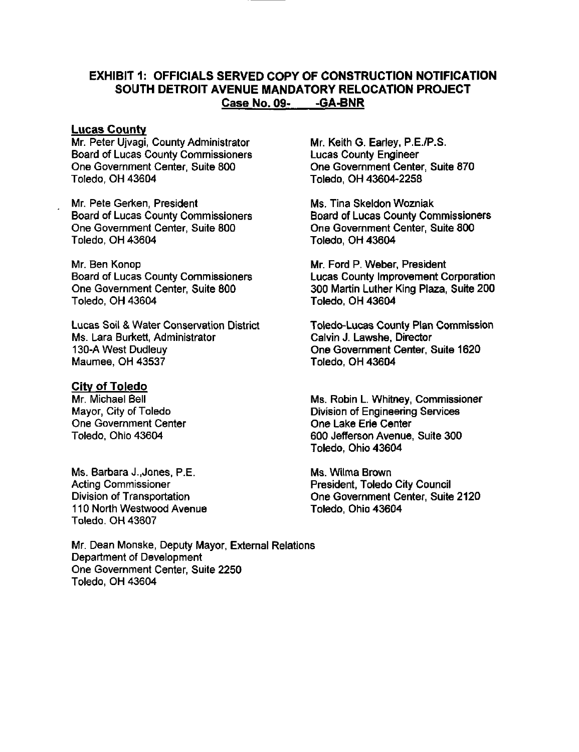## EXHIBIT 1: OFFICIALS SERVED COPY OF CONSTRUCTION NOTIFICATION SOUTH DETROIT AVENUE MANDATORY RELOCATION PROJECT Case No. 09- -GA-BNR

**Lucas County**

Mr. Peter Ujvagi, County Administrator
Board of Lucas County Commissioners
One Government Center, Suite 800
Toledo, OH 43604

Mr. Keith G. Earley, P.E./P.S.
Lucas County Engineer
One Government Center, Suite 870
Toledo, OH 43604-2258

Mr. Pete Gerken, President
Board of Lucas County Commissioners
One Government Center, Suite 800
Toledo, OH 43604

Ms. Tina Skeldon Wozniak
Board of Lucas County Commissioners
One Government Center, Suite 800
Toledo, OH 43604

Mr. Ben Konop
Board of Lucas County Commissioners
One Government Center, Suite 800
Toledo, OH 43604

Mr. Ford P. Weber, President
Lucas County Improvement Corporation
300 Martin Luther King Plaza, Suite 200
Toledo, OH 43604

Lucas Soil & Water Conservation District
Ms. Lara Burkett, Administrator
130-A West Dudleuy
Maumee, OH 43537

Toledo-Lucas County Plan Commission
Calvin J. Lawshe, Director
One Government Center, Suite 1620
Toledo, OH 43604

**City of Toledo**

Mr. Michael Bell
Mayor, City of Toledo
One Government Center
Toledo, Ohio 43604

Ms. Robin L. Whitney, Commissioner
Division of Engineering Services
One Lake Erie Center
600 Jefferson Avenue, Suite 300
Toledo, Ohio 43604

Ms. Barbara J.,Jones, P.E.
Acting Commissioner
Division of Transportation
110 North Westwood Avenue
Toledo, OH 43607

Ms. Wilma Brown
President, Toledo City Council
One Government Center, Suite 2120
Toledo, Ohio 43604

Mr. Dean Monske, Deputy Mayor, External Relations
Department of Development
One Government Center, Suite 2250
Toledo, OH 43604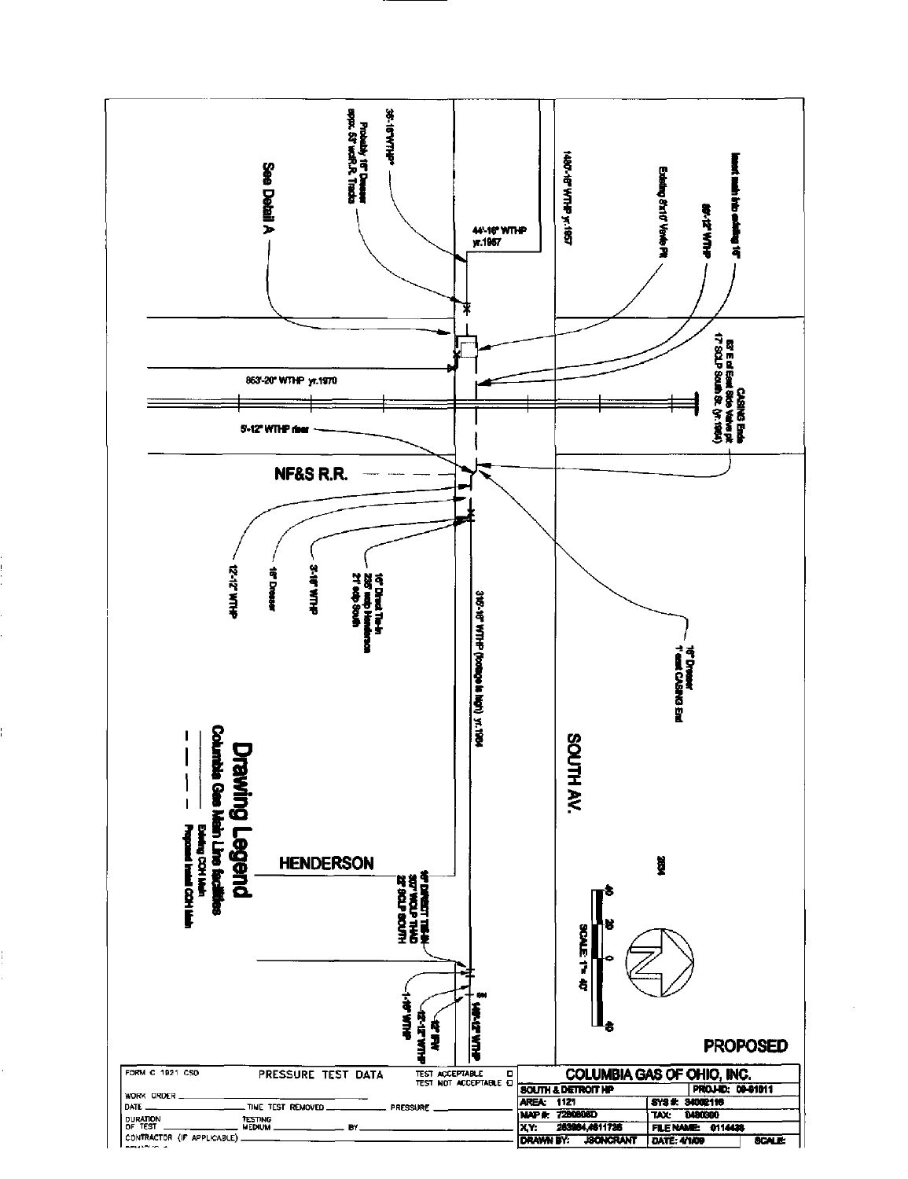Insert main into existing 16"

89'-12" WTHP

Existing 8'x10' Valve Pit

1480'-16" WTHP yr.1957

44'-16" WTHP yr.1957

36'-16"WTHP*

Probably 16" Dresser appx. 53' w of R.R. Tracks

See Detail A

CASING Ends 83' E of East Side Valve pit 17' SOLP South St. (yr.1964)

863'-20" WTHP yr.1970

5'-12" WTHP riser

NF&S R.R.

12'-12" WTHP

16" Dresser

3'-16" WTHP

16" Direct Tie-In 235' wolp Henderson 21' solp South

16" Dresser 1' east CASING End

316'-16" WTHP (footage is high) yr.1964

SOUTH AV.

2534

Drawing Legend

Columbia Gas Main Line facilities

Existing COH Main

Proposed Install COH Main

HENDERSON

16" DIRECT TIE-IN 307' WOLP THAD 22' SOLP SOUTH

1-16" WTHP

12'-12" WTHP

12" IFW

149'-12" WTHP

SCALE: 1"= 40'

40 20 0 40

PROPOSED

| FORM C 1821 CSD | PRESSURE TEST DATA | TEST ACCEPTABLE ☐ TEST NOT ACCEPTABLE ☐ |
|---|---|---|
| WORK ORDER ______ | | |
| DATE ______ | TIME TEST REMOVED ______ | PRESSURE ______ |
| DURATION OF TEST ______ | TESTING MEDIUM ______ | BY ______ |
| CONTRACTOR (IF APPLICABLE) ______ | | |

| COLUMBIA GAS OF OHIO, INC. | | |
|---|---|---|
| SOUTH & DETROIT HP | PROJ-ID: 09-01011 | |
| AREA: 1121 | SYS #: 34002116 | |
| MAP #: 7250606D | TAX: 0480300 | |
| X,Y: 253894,4611736 | FILE NAME: 0114436 | |
| DRAWN BY: JSONCRANT | DATE: 4/1/09 | SCALE: |